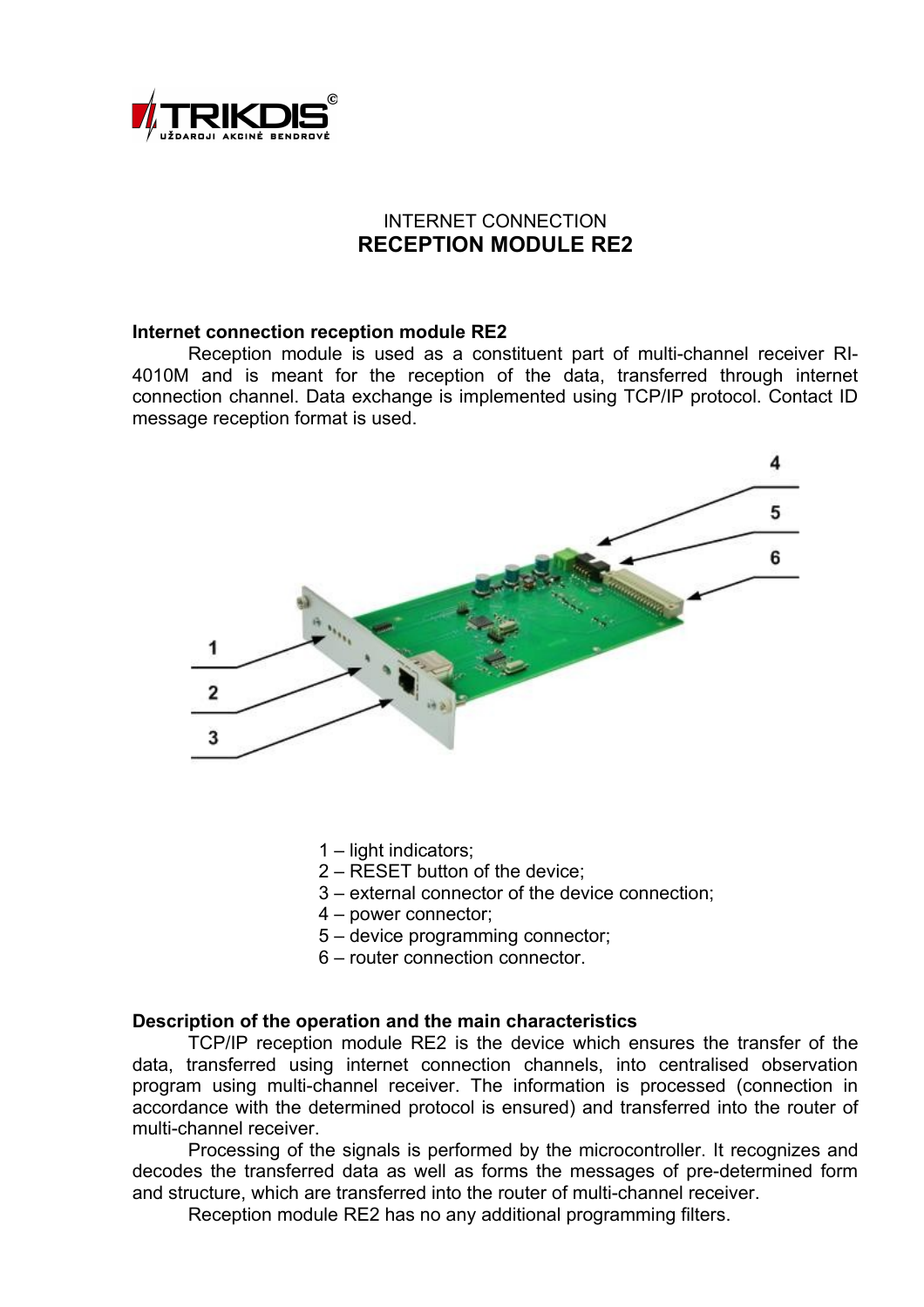INTERNET CONNECTION

# RECEPTION MODULE RE2

**Internet connection reception module RE2**

Reception module is used as a constituent part of multi-channel receiver RI-4010M and is meant for the reception of the data, transferred through internet connection channel. Data exchange is implemented using TCP/IP protocol. Contact ID message reception format is used.

1 – light indicators;
2 – RESET button of the device;
3 – external connector of the device connection;
4 – power connector;
5 – device programming connector;
6 – router connection connector.

**Description of the operation and the main characteristics**

TCP/IP reception module RE2 is the device which ensures the transfer of the data, transferred using internet connection channels, into centralised observation program using multi-channel receiver. The information is processed (connection in accordance with the determined protocol is ensured) and transferred into the router of multi-channel receiver.

Processing of the signals is performed by the microcontroller. It recognizes and decodes the transferred data as well as forms the messages of pre-determined form and structure, which are transferred into the router of multi-channel receiver.

Reception module RE2 has no any additional programming filters.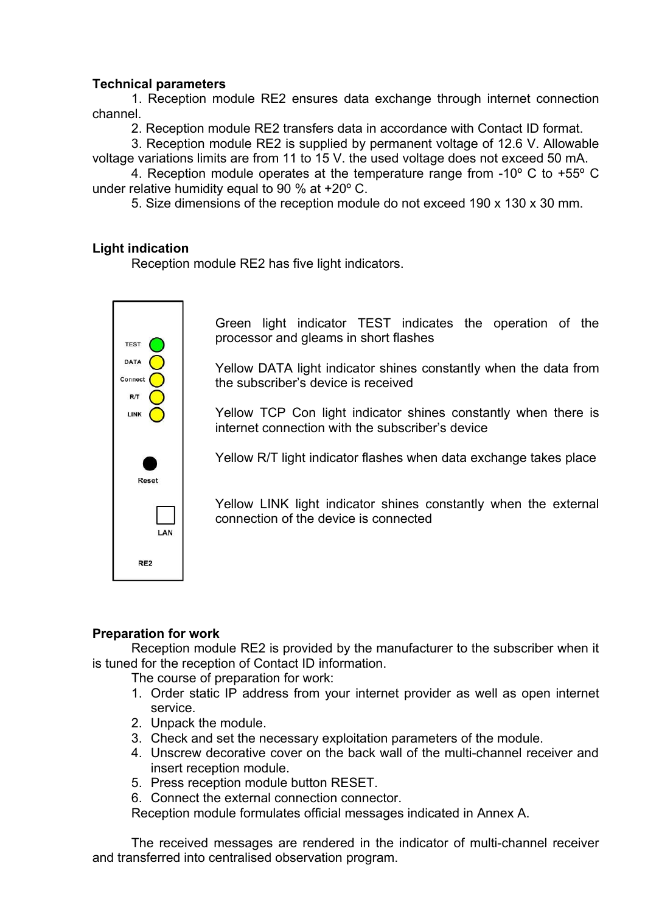**Technical parameters**

1. Reception module RE2 ensures data exchange through internet connection channel.

2. Reception module RE2 transfers data in accordance with Contact ID format.

3. Reception module RE2 is supplied by permanent voltage of 12.6 V. Allowable voltage variations limits are from 11 to 15 V. the used voltage does not exceed 50 mA.

4. Reception module operates at the temperature range from -10º C to +55º C under relative humidity equal to 90 % at +20º C.

5. Size dimensions of the reception module do not exceed 190 x 130 x 30 mm.

**Light indication**

Reception module RE2 has five light indicators.

TEST
DATA
Connect
R/T
LINK

Reset

LAN

RE2

Green light indicator TEST indicates the operation of the processor and gleams in short flashes

Yellow DATA light indicator shines constantly when the data from the subscriber's device is received

Yellow TCP Con light indicator shines constantly when there is internet connection with the subscriber's device

Yellow R/T light indicator flashes when data exchange takes place

Yellow LINK light indicator shines constantly when the external connection of the device is connected

**Preparation for work**

Reception module RE2 is provided by the manufacturer to the subscriber when it is tuned for the reception of Contact ID information.

The course of preparation for work:

1. Order static IP address from your internet provider as well as open internet service.
2. Unpack the module.
3. Check and set the necessary exploitation parameters of the module.
4. Unscrew decorative cover on the back wall of the multi-channel receiver and insert reception module.
5. Press reception module button RESET.
6. Connect the external connection connector.

Reception module formulates official messages indicated in Annex A.

The received messages are rendered in the indicator of multi-channel receiver and transferred into centralised observation program.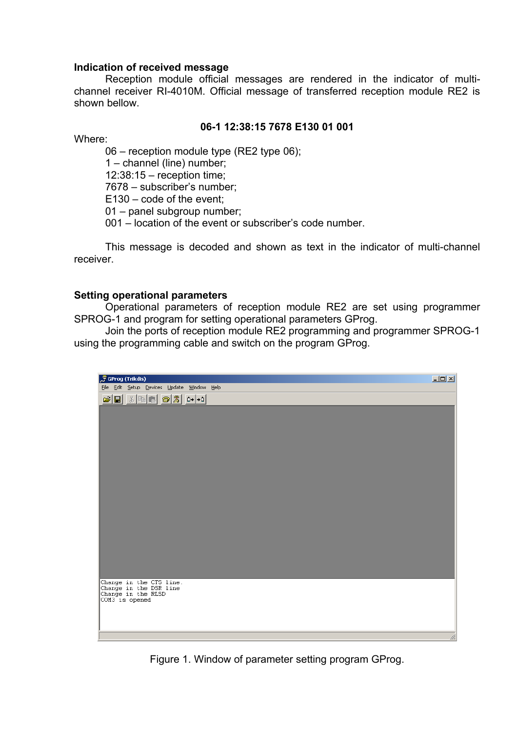## Indication of received message

Reception module official messages are rendered in the indicator of multi-channel receiver RI-4010M. Official message of transferred reception module RE2 is shown bellow.

**06-1 12:38:15 7678 E130 01 001**

Where:

06 – reception module type (RE2 type 06);
1 – channel (line) number;
12:38:15 – reception time;
7678 – subscriber's number;
E130 – code of the event;
01 – panel subgroup number;
001 – location of the event or subscriber's code number.

This message is decoded and shown as text in the indicator of multi-channel receiver.

## Setting operational parameters

Operational parameters of reception module RE2 are set using programmer SPROG-1 and program for setting operational parameters GProg.

Join the ports of reception module RE2 programming and programmer SPROG-1 using the programming cable and switch on the program GProg.

Figure 1. Window of parameter setting program GProg.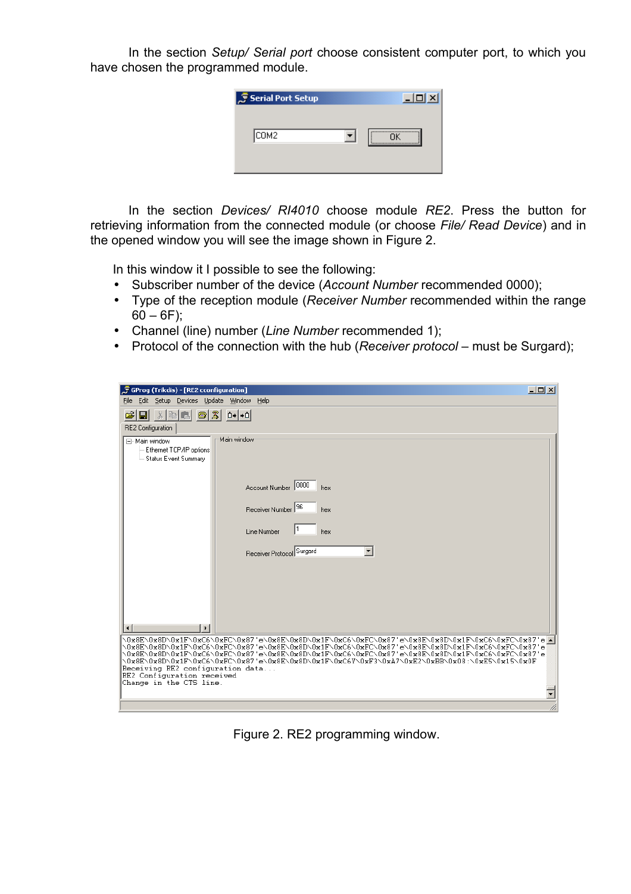In the section *Setup/ Serial port* choose consistent computer port, to which you have chosen the programmed module.

In the section *Devices/ RI4010* choose module *RE2*. Press the button for retrieving information from the connected module (or choose *File/ Read Device*) and in the opened window you will see the image shown in Figure 2.

In this window it I possible to see the following:

- Subscriber number of the device (*Account Number* recommended 0000);
- Type of the reception module (*Receiver Number* recommended within the range 60 – 6F);
- Channel (line) number (*Line Number* recommended 1);
- Protocol of the connection with the hub (*Receiver protocol* – must be Surgard);

Figure 2. RE2 programming window.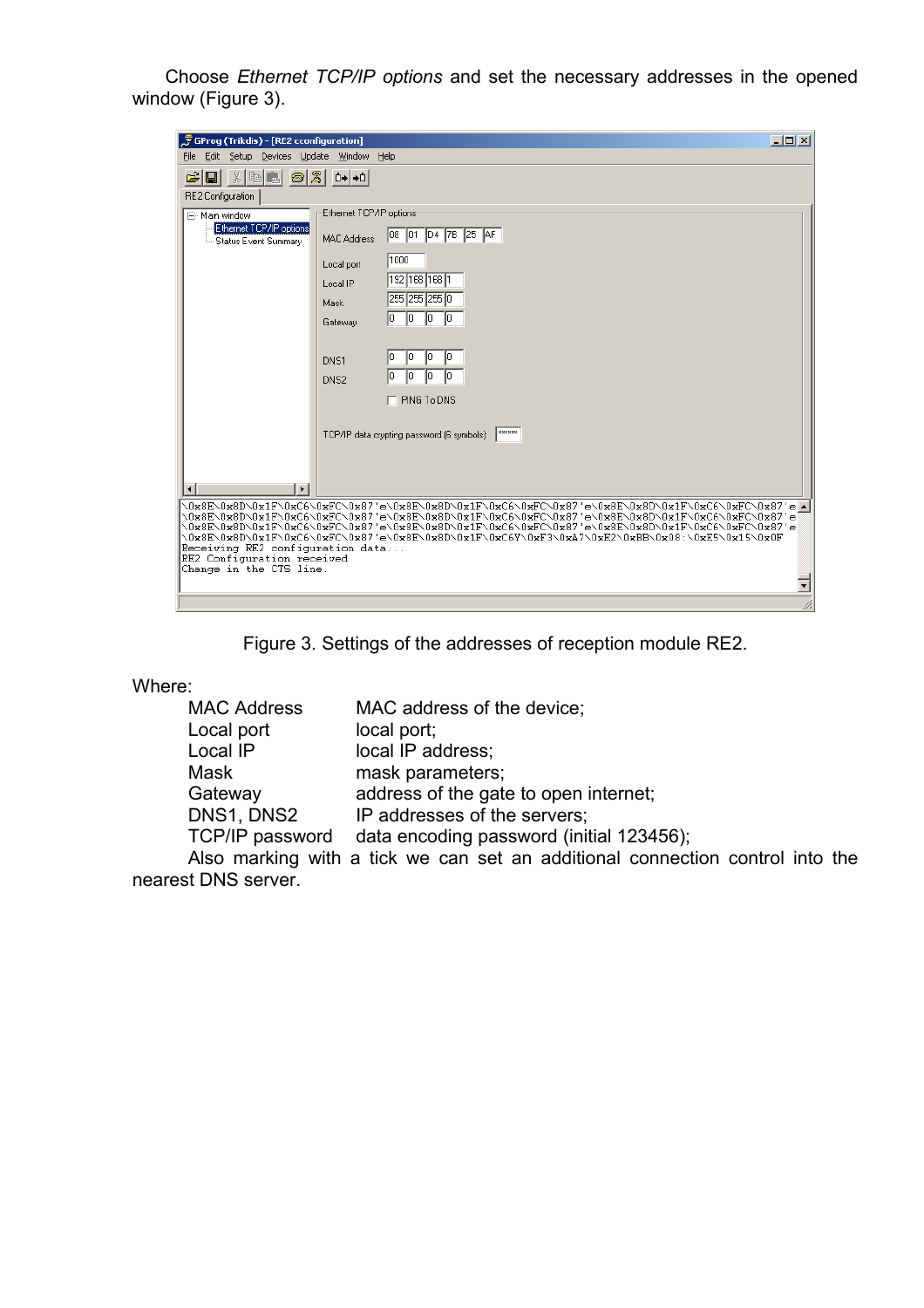Choose *Ethernet TCP/IP options* and set the necessary addresses in the opened window (Figure 3).

Figure 3. Settings of the addresses of reception module RE2.

Where:

| | |
|---|---|
| MAC Address | MAC address of the device; |
| Local port | local port; |
| Local IP | local IP address; |
| Mask | mask parameters; |
| Gateway | address of the gate to open internet; |
| DNS1, DNS2 | IP addresses of the servers; |
| TCP/IP password | data encoding password (initial 123456); |

Also marking with a tick we can set an additional connection control into the nearest DNS server.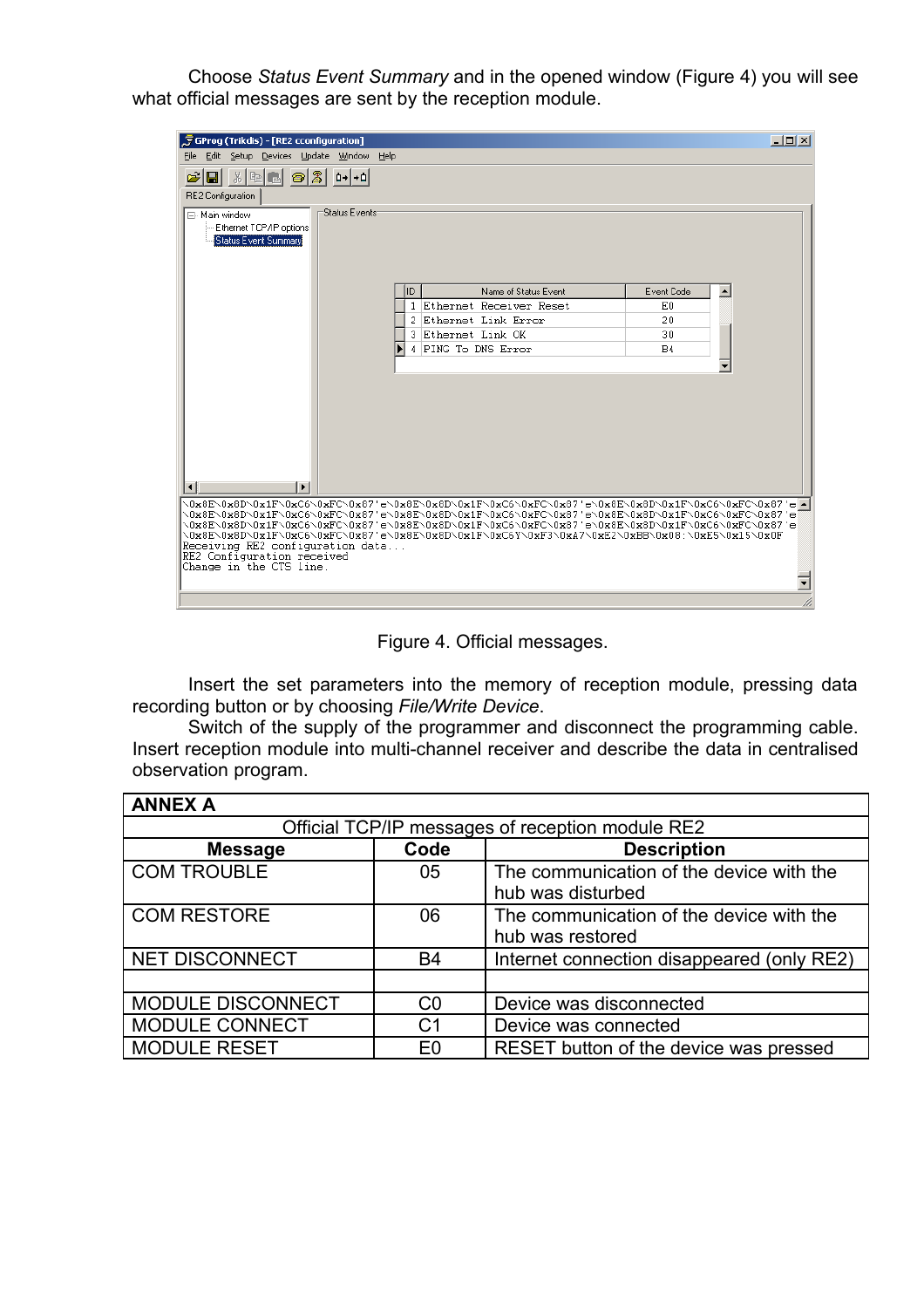Choose *Status Event Summary* and in the opened window (Figure 4) you will see what official messages are sent by the reception module.

Figure 4. Official messages.

Insert the set parameters into the memory of reception module, pressing data recording button or by choosing *File/Write Device*.

Switch of the supply of the programmer and disconnect the programming cable. Insert reception module into multi-channel receiver and describe the data in centralised observation program.

| **ANNEX A** | | |
|---|---|---|
| Official TCP/IP messages of reception module RE2 | | |
| **Message** | **Code** | **Description** |
| COM TROUBLE | 05 | The communication of the device with the hub was disturbed |
| COM RESTORE | 06 | The communication of the device with the hub was restored |
| NET DISCONNECT | B4 | Internet connection disappeared (only RE2) |
| | | |
| MODULE DISCONNECT | C0 | Device was disconnected |
| MODULE CONNECT | C1 | Device was connected |
| MODULE RESET | E0 | RESET button of the device was pressed |